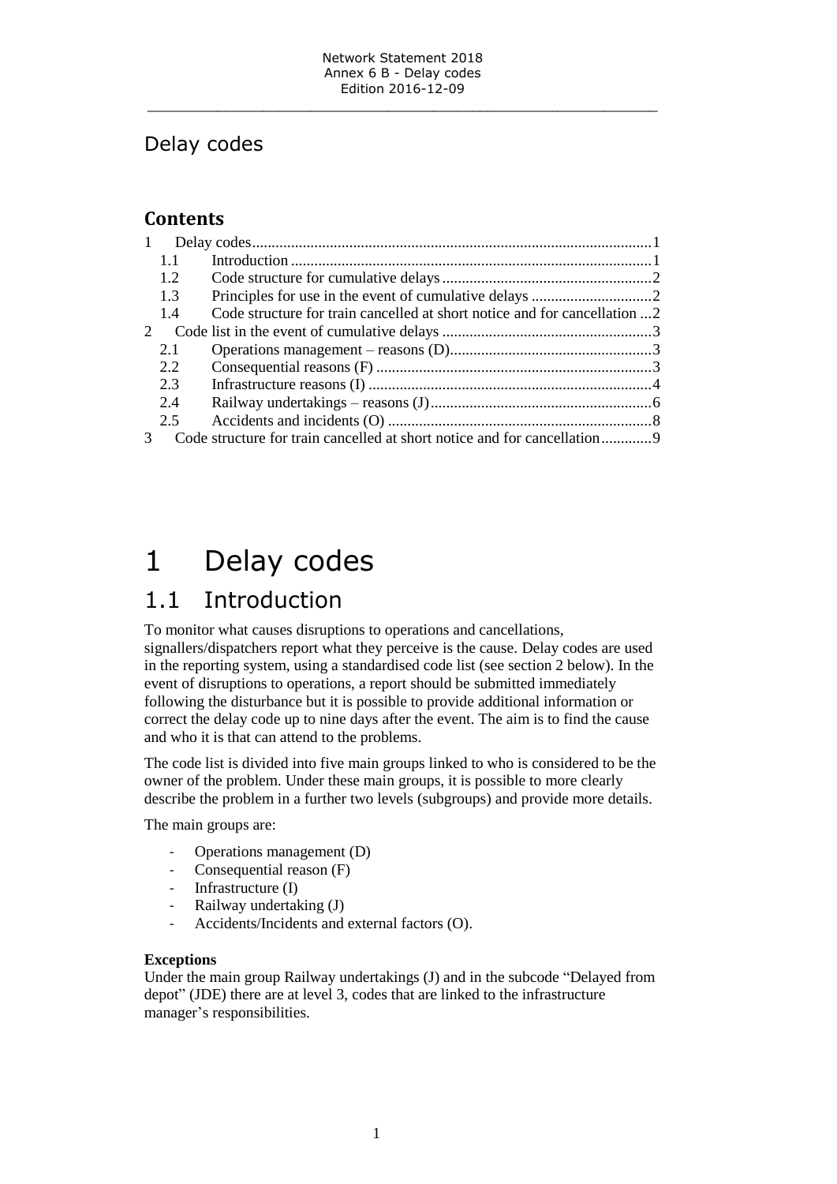# Delay codes

## Contents

- 1 Delay codes ... 1
  - 1.1 Introduction ... 1
  - 1.2 Code structure for cumulative delays ... 2
  - 1.3 Principles for use in the event of cumulative delays ... 2
  - 1.4 Code structure for train cancelled at short notice and for cancellation ... 2
- 2 Code list in the event of cumulative delays ... 3
  - 2.1 Operations management – reasons (D) ... 3
  - 2.2 Consequential reasons (F) ... 3
  - 2.3 Infrastructure reasons (I) ... 4
  - 2.4 Railway undertakings – reasons (J) ... 6
  - 2.5 Accidents and incidents (O) ... 8
- 3 Code structure for train cancelled at short notice and for cancellation ... 9

# 1 Delay codes

## 1.1 Introduction

To monitor what causes disruptions to operations and cancellations, signallers/dispatchers report what they perceive is the cause. Delay codes are used in the reporting system, using a standardised code list (see section 2 below). In the event of disruptions to operations, a report should be submitted immediately following the disturbance but it is possible to provide additional information or correct the delay code up to nine days after the event. The aim is to find the cause and who it is that can attend to the problems.

The code list is divided into five main groups linked to who is considered to be the owner of the problem. Under these main groups, it is possible to more clearly describe the problem in a further two levels (subgroups) and provide more details.

The main groups are:

- Operations management (D)
- Consequential reason (F)
- Infrastructure (I)
- Railway undertaking (J)
- Accidents/Incidents and external factors (O).

**Exceptions**
Under the main group Railway undertakings (J) and in the subcode "Delayed from depot" (JDE) there are at level 3, codes that are linked to the infrastructure manager's responsibilities.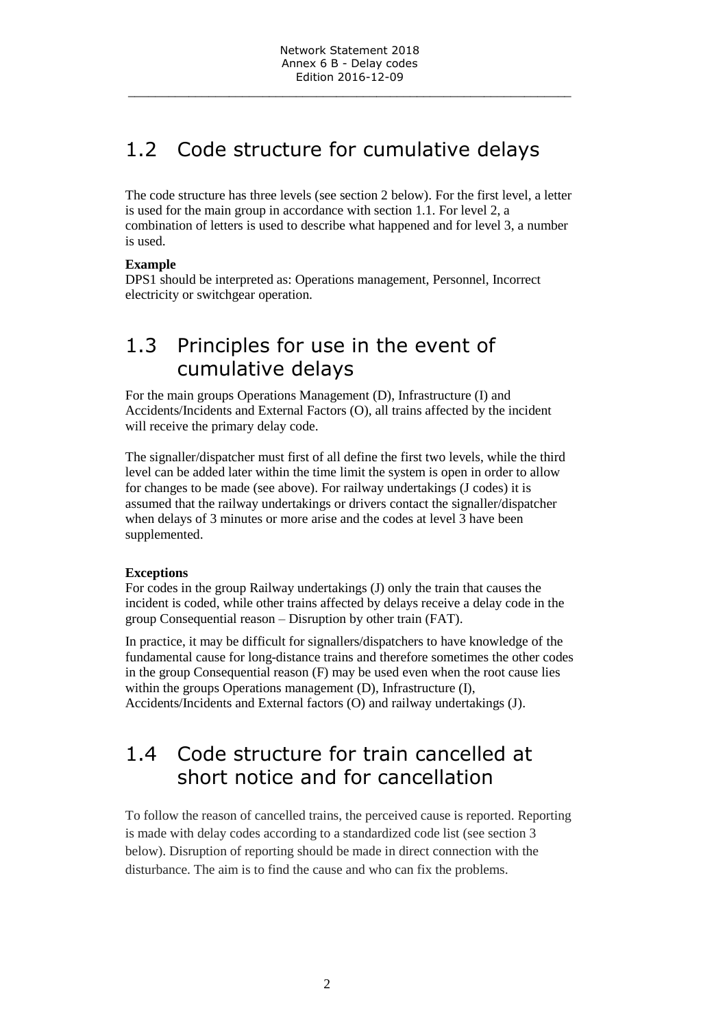## 1.2 Code structure for cumulative delays

The code structure has three levels (see section 2 below). For the first level, a letter is used for the main group in accordance with section 1.1. For level 2, a combination of letters is used to describe what happened and for level 3, a number is used.

**Example**

DPS1 should be interpreted as: Operations management, Personnel, Incorrect electricity or switchgear operation.

## 1.3 Principles for use in the event of cumulative delays

For the main groups Operations Management (D), Infrastructure (I) and Accidents/Incidents and External Factors (O), all trains affected by the incident will receive the primary delay code.

The signaller/dispatcher must first of all define the first two levels, while the third level can be added later within the time limit the system is open in order to allow for changes to be made (see above). For railway undertakings (J codes) it is assumed that the railway undertakings or drivers contact the signaller/dispatcher when delays of 3 minutes or more arise and the codes at level 3 have been supplemented.

**Exceptions**

For codes in the group Railway undertakings (J) only the train that causes the incident is coded, while other trains affected by delays receive a delay code in the group Consequential reason – Disruption by other train (FAT).

In practice, it may be difficult for signallers/dispatchers to have knowledge of the fundamental cause for long-distance trains and therefore sometimes the other codes in the group Consequential reason (F) may be used even when the root cause lies within the groups Operations management (D), Infrastructure (I), Accidents/Incidents and External factors (O) and railway undertakings (J).

## 1.4 Code structure for train cancelled at short notice and for cancellation

To follow the reason of cancelled trains, the perceived cause is reported. Reporting is made with delay codes according to a standardized code list (see section 3 below). Disruption of reporting should be made in direct connection with the disturbance. The aim is to find the cause and who can fix the problems.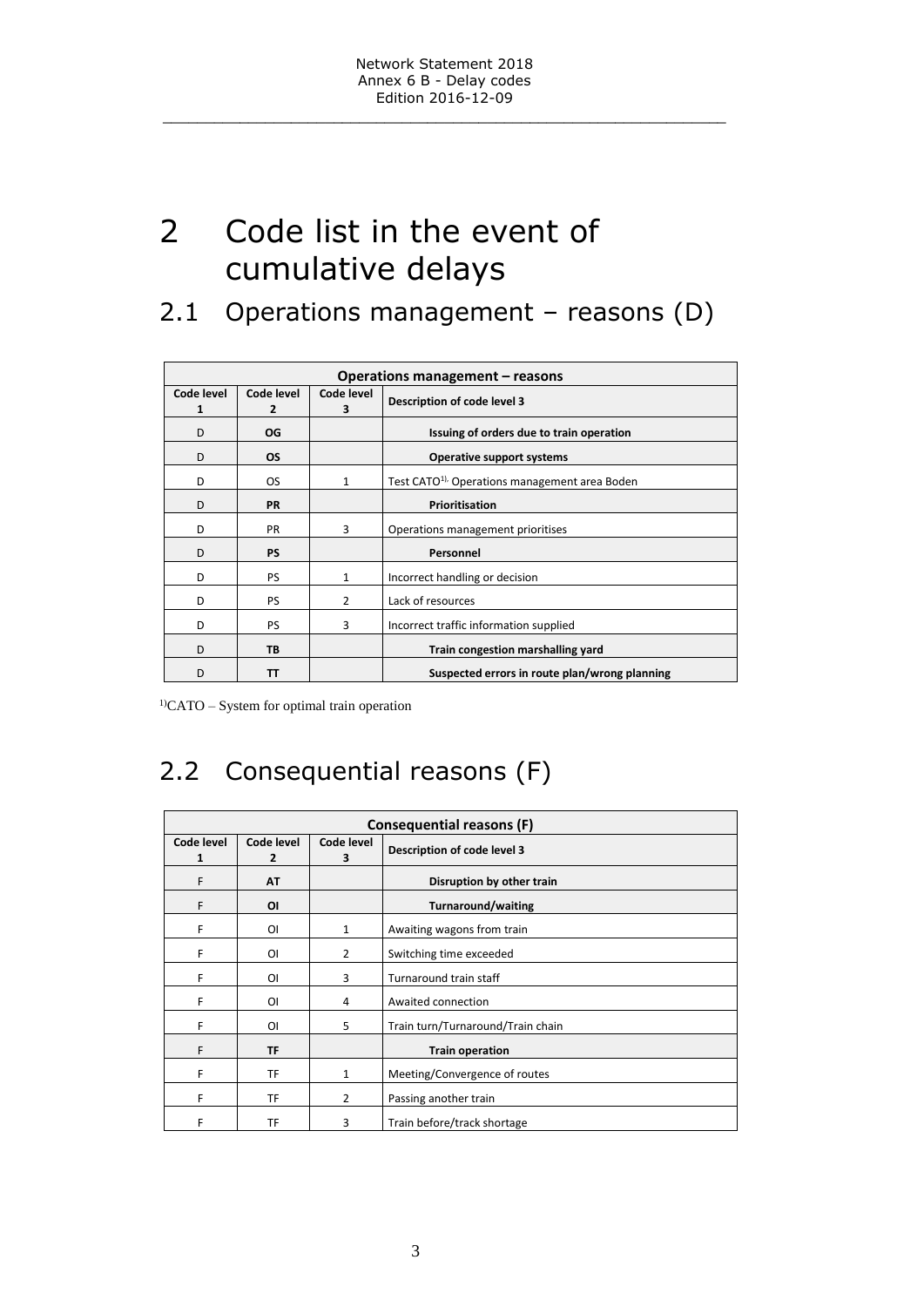# 2 Code list in the event of cumulative delays

## 2.1 Operations management – reasons (D)

| Operations management – reasons | | | |
|---|---|---|---|
| **Code level 1** | **Code level 2** | **Code level 3** | **Description of code level 3** |
| D | **OG** | | **Issuing of orders due to train operation** |
| D | **OS** | | **Operative support systems** |
| D | OS | 1 | Test CATO[1) ] Operations management area Boden |
| D | **PR** | | **Prioritisation** |
| D | PR | 3 | Operations management prioritises |
| D | **PS** | | **Personnel** |
| D | PS | 1 | Incorrect handling or decision |
| D | PS | 2 | Lack of resources |
| D | PS | 3 | Incorrect traffic information supplied |
| D | **TB** | | **Train congestion marshalling yard** |
| D | **TT** | | **Suspected errors in route plan/wrong planning** |

[1)]CATO – System for optimal train operation

## 2.2 Consequential reasons (F)

| Consequential reasons (F) | | | |
|---|---|---|---|
| **Code level 1** | **Code level 2** | **Code level 3** | **Description of code level 3** |
| F | **AT** | | **Disruption by other train** |
| F | **OI** | | **Turnaround/waiting** |
| F | OI | 1 | Awaiting wagons from train |
| F | OI | 2 | Switching time exceeded |
| F | OI | 3 | Turnaround train staff |
| F | OI | 4 | Awaited connection |
| F | OI | 5 | Train turn/Turnaround/Train chain |
| F | **TF** | | **Train operation** |
| F | TF | 1 | Meeting/Convergence of routes |
| F | TF | 2 | Passing another train |
| F | TF | 3 | Train before/track shortage |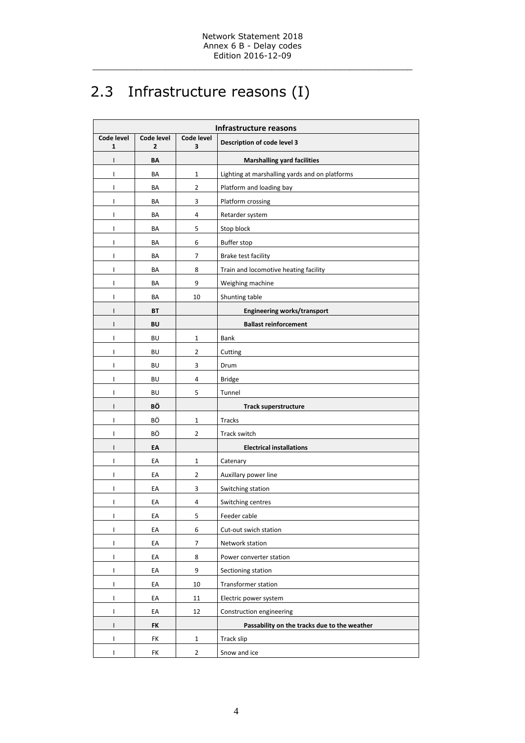## 2.3 Infrastructure reasons (I)

| Infrastructure reasons | | | |
|---|---|---|---|
| **Code level 1** | **Code level 2** | **Code level 3** | **Description of code level 3** |
| I | **BA** | | **Marshalling yard facilities** |
| I | BA | 1 | Lighting at marshalling yards and on platforms |
| I | BA | 2 | Platform and loading bay |
| I | BA | 3 | Platform crossing |
| I | BA | 4 | Retarder system |
| I | BA | 5 | Stop block |
| I | BA | 6 | Buffer stop |
| I | BA | 7 | Brake test facility |
| I | BA | 8 | Train and locomotive heating facility |
| I | BA | 9 | Weighing machine |
| I | BA | 10 | Shunting table |
| I | **BT** | | **Engineering works/transport** |
| I | **BU** | | **Ballast reinforcement** |
| I | BU | 1 | Bank |
| I | BU | 2 | Cutting |
| I | BU | 3 | Drum |
| I | BU | 4 | Bridge |
| I | BU | 5 | Tunnel |
| I | **BÖ** | | **Track superstructure** |
| I | BÖ | 1 | Tracks |
| I | BÖ | 2 | Track switch |
| I | **EA** | | **Electrical installations** |
| I | EA | 1 | Catenary |
| I | EA | 2 | Auxillary power line |
| I | EA | 3 | Switching station |
| I | EA | 4 | Switching centres |
| I | EA | 5 | Feeder cable |
| I | EA | 6 | Cut-out swich station |
| I | EA | 7 | Network station |
| I | EA | 8 | Power converter station |
| I | EA | 9 | Sectioning station |
| I | EA | 10 | Transformer station |
| I | EA | 11 | Electric power system |
| I | EA | 12 | Construction engineering |
| I | **FK** | | **Passability on the tracks due to the weather** |
| I | FK | 1 | Track slip |
| I | FK | 2 | Snow and ice |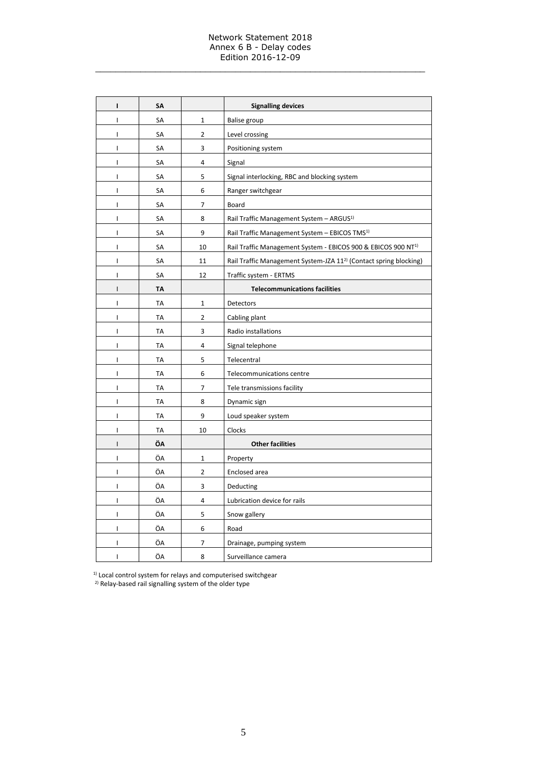| **I** | **SA** | | **Signalling devices** |
|---|---|---|---|
| I | SA | 1 | Balise group |
| I | SA | 2 | Level crossing |
| I | SA | 3 | Positioning system |
| I | SA | 4 | Signal |
| I | SA | 5 | Signal interlocking, RBC and blocking system |
| I | SA | 6 | Ranger switchgear |
| I | SA | 7 | Board |
| I | SA | 8 | Rail Traffic Management System – ARGUS[1)] |
| I | SA | 9 | Rail Traffic Management System – EBICOS TMS[1)] |
| I | SA | 10 | Rail Traffic Management System - EBICOS 900 & EBICOS 900 NT[1)] |
| I | SA | 11 | Rail Traffic Management System-JZA 11[2)] (Contact spring blocking) |
| I | SA | 12 | Traffic system - ERTMS |
| I | **TA** | | **Telecommunications facilities** |
| I | TA | 1 | Detectors |
| I | TA | 2 | Cabling plant |
| I | TA | 3 | Radio installations |
| I | TA | 4 | Signal telephone |
| I | TA | 5 | Telecentral |
| I | TA | 6 | Telecommunications centre |
| I | TA | 7 | Tele transmissions facility |
| I | TA | 8 | Dynamic sign |
| I | TA | 9 | Loud speaker system |
| I | TA | 10 | Clocks |
| I | **ÖA** | | **Other facilities** |
| I | ÖA | 1 | Property |
| I | ÖA | 2 | Enclosed area |
| I | ÖA | 3 | Deducting |
| I | ÖA | 4 | Lubrication device for rails |
| I | ÖA | 5 | Snow gallery |
| I | ÖA | 6 | Road |
| I | ÖA | 7 | Drainage, pumping system |
| I | ÖA | 8 | Surveillance camera |

[1)] Local control system for relays and computerised switchgear
[2)] Relay-based rail signalling system of the older type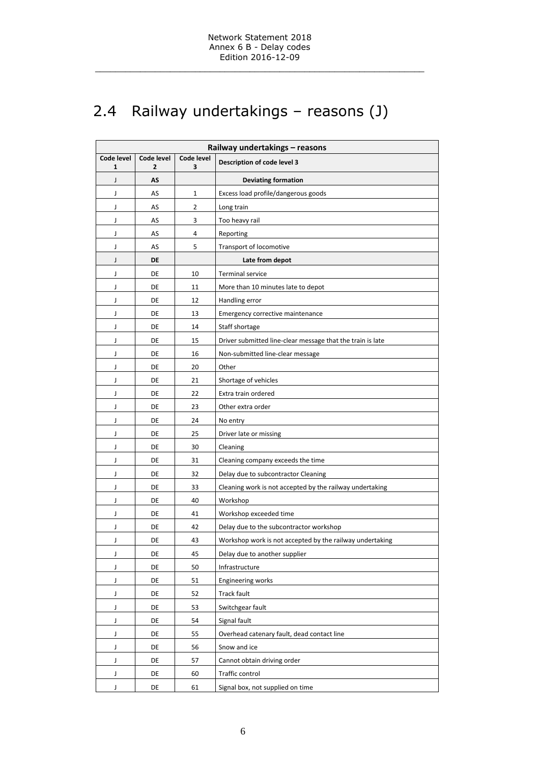## 2.4 Railway undertakings – reasons (J)

| Railway undertakings – reasons | | | |
|---|---|---|---|
| **Code level 1** | **Code level 2** | **Code level 3** | **Description of code level 3** |
| J | **AS** | | **Deviating formation** |
| J | AS | 1 | Excess load profile/dangerous goods |
| J | AS | 2 | Long train |
| J | AS | 3 | Too heavy rail |
| J | AS | 4 | Reporting |
| J | AS | 5 | Transport of locomotive |
| J | **DE** | | **Late from depot** |
| J | DE | 10 | Terminal service |
| J | DE | 11 | More than 10 minutes late to depot |
| J | DE | 12 | Handling error |
| J | DE | 13 | Emergency corrective maintenance |
| J | DE | 14 | Staff shortage |
| J | DE | 15 | Driver submitted line-clear message that the train is late |
| J | DE | 16 | Non-submitted line-clear message |
| J | DE | 20 | Other |
| J | DE | 21 | Shortage of vehicles |
| J | DE | 22 | Extra train ordered |
| J | DE | 23 | Other extra order |
| J | DE | 24 | No entry |
| J | DE | 25 | Driver late or missing |
| J | DE | 30 | Cleaning |
| J | DE | 31 | Cleaning company exceeds the time |
| J | DE | 32 | Delay due to subcontractor Cleaning |
| J | DE | 33 | Cleaning work is not accepted by the railway undertaking |
| J | DE | 40 | Workshop |
| J | DE | 41 | Workshop exceeded time |
| J | DE | 42 | Delay due to the subcontractor workshop |
| J | DE | 43 | Workshop work is not accepted by the railway undertaking |
| J | DE | 45 | Delay due to another supplier |
| J | DE | 50 | Infrastructure |
| J | DE | 51 | Engineering works |
| J | DE | 52 | Track fault |
| J | DE | 53 | Switchgear fault |
| J | DE | 54 | Signal fault |
| J | DE | 55 | Overhead catenary fault, dead contact line |
| J | DE | 56 | Snow and ice |
| J | DE | 57 | Cannot obtain driving order |
| J | DE | 60 | Traffic control |
| J | DE | 61 | Signal box, not supplied on time |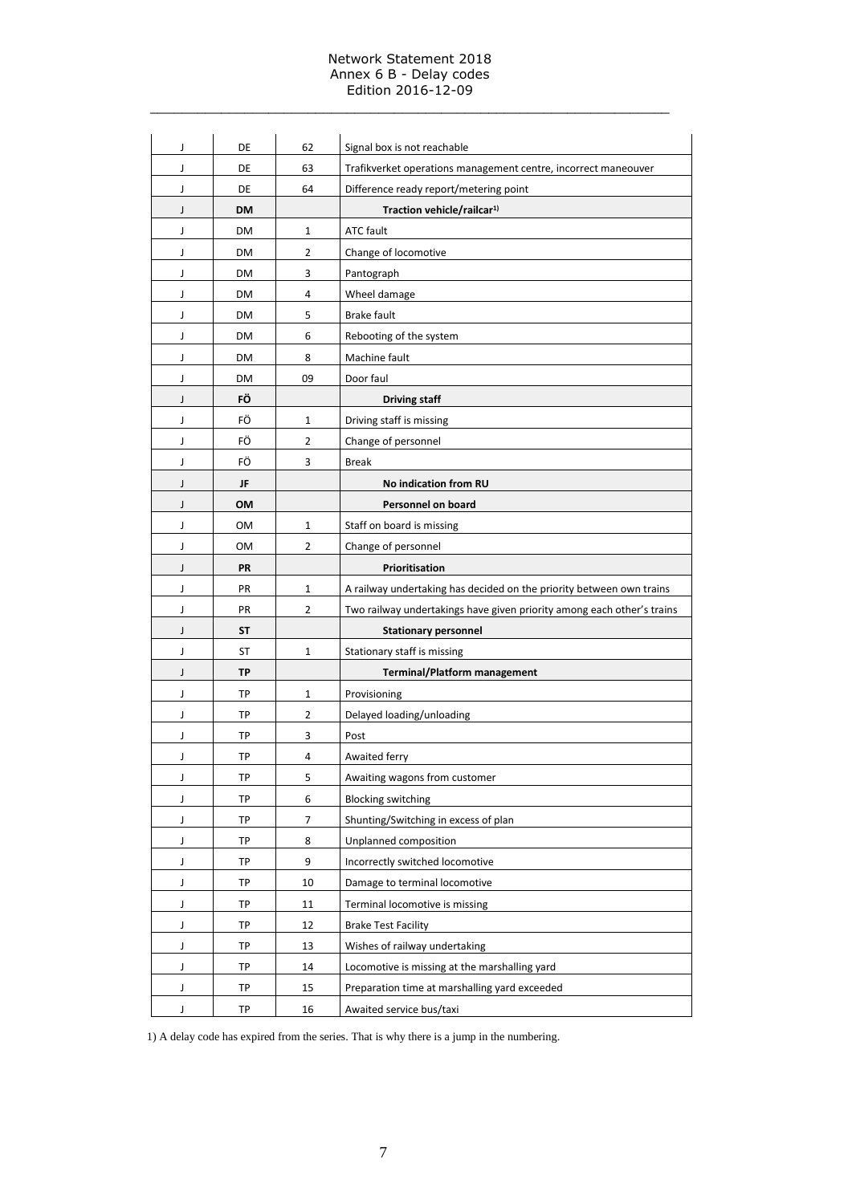| | | | |
|---|---|---|---|
| J | DE | 62 | Signal box is not reachable |
| J | DE | 63 | Trafikverket operations management centre, incorrect maneouver |
| J | DE | 64 | Difference ready report/metering point |
| J | **DM** | | **Traction vehicle/railcar[1)]** |
| J | DM | 1 | ATC fault |
| J | DM | 2 | Change of locomotive |
| J | DM | 3 | Pantograph |
| J | DM | 4 | Wheel damage |
| J | DM | 5 | Brake fault |
| J | DM | 6 | Rebooting of the system |
| J | DM | 8 | Machine fault |
| J | DM | 09 | Door faul |
| J | **FÖ** | | **Driving staff** |
| J | FÖ | 1 | Driving staff is missing |
| J | FÖ | 2 | Change of personnel |
| J | FÖ | 3 | Break |
| J | **JF** | | **No indication from RU** |
| J | **OM** | | **Personnel on board** |
| J | OM | 1 | Staff on board is missing |
| J | OM | 2 | Change of personnel |
| J | **PR** | | **Prioritisation** |
| J | PR | 1 | A railway undertaking has decided on the priority between own trains |
| J | PR | 2 | Two railway undertakings have given priority among each other's trains |
| J | **ST** | | **Stationary personnel** |
| J | ST | 1 | Stationary staff is missing |
| J | **TP** | | **Terminal/Platform management** |
| J | TP | 1 | Provisioning |
| J | TP | 2 | Delayed loading/unloading |
| J | TP | 3 | Post |
| J | TP | 4 | Awaited ferry |
| J | TP | 5 | Awaiting wagons from customer |
| J | TP | 6 | Blocking switching |
| J | TP | 7 | Shunting/Switching in excess of plan |
| J | TP | 8 | Unplanned composition |
| J | TP | 9 | Incorrectly switched locomotive |
| J | TP | 10 | Damage to terminal locomotive |
| J | TP | 11 | Terminal locomotive is missing |
| J | TP | 12 | Brake Test Facility |
| J | TP | 13 | Wishes of railway undertaking |
| J | TP | 14 | Locomotive is missing at the marshalling yard |
| J | TP | 15 | Preparation time at marshalling yard exceeded |
| J | TP | 16 | Awaited service bus/taxi |

1) A delay code has expired from the series. That is why there is a jump in the numbering.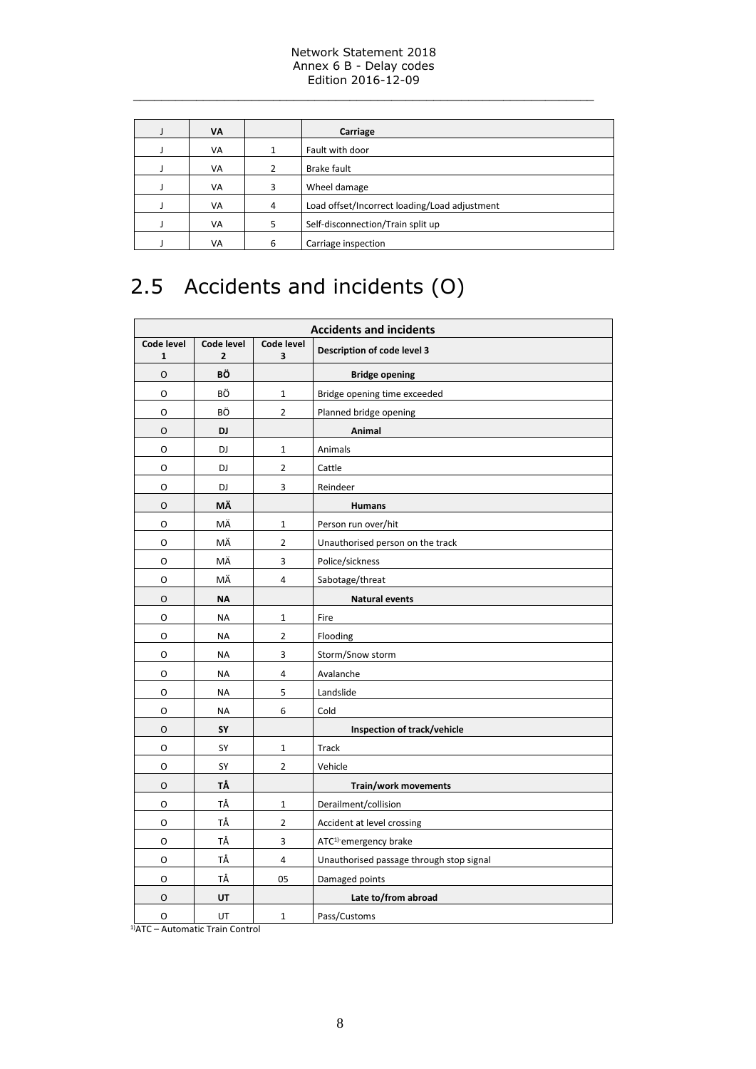| J | VA | | Carriage |
|---|---|---|---|
| J | VA | 1 | Fault with door |
| J | VA | 2 | Brake fault |
| J | VA | 3 | Wheel damage |
| J | VA | 4 | Load offset/Incorrect loading/Load adjustment |
| J | VA | 5 | Self-disconnection/Train split up |
| J | VA | 6 | Carriage inspection |

## 2.5 Accidents and incidents (O)

| Accidents and incidents | | | |
|---|---|---|---|
| **Code level 1** | **Code level 2** | **Code level 3** | **Description of code level 3** |
| O | **BÖ** | | **Bridge opening** |
| O | BÖ | 1 | Bridge opening time exceeded |
| O | BÖ | 2 | Planned bridge opening |
| O | **DJ** | | **Animal** |
| O | DJ | 1 | Animals |
| O | DJ | 2 | Cattle |
| O | DJ | 3 | Reindeer |
| O | **MÄ** | | **Humans** |
| O | MÄ | 1 | Person run over/hit |
| O | MÄ | 2 | Unauthorised person on the track |
| O | MÄ | 3 | Police/sickness |
| O | MÄ | 4 | Sabotage/threat |
| O | **NA** | | **Natural events** |
| O | NA | 1 | Fire |
| O | NA | 2 | Flooding |
| O | NA | 3 | Storm/Snow storm |
| O | NA | 4 | Avalanche |
| O | NA | 5 | Landslide |
| O | NA | 6 | Cold |
| O | **SY** | | **Inspection of track/vehicle** |
| O | SY | 1 | Track |
| O | SY | 2 | Vehicle |
| O | **TÅ** | | **Train/work movements** |
| O | TÅ | 1 | Derailment/collision |
| O | TÅ | 2 | Accident at level crossing |
| O | TÅ | 3 | ATC[1] emergency brake |
| O | TÅ | 4 | Unauthorised passage through stop signal |
| O | TÅ | 05 | Damaged points |
| O | **UT** | | **Late to/from abroad** |
| O | UT | 1 | Pass/Customs |

[1] ATC – Automatic Train Control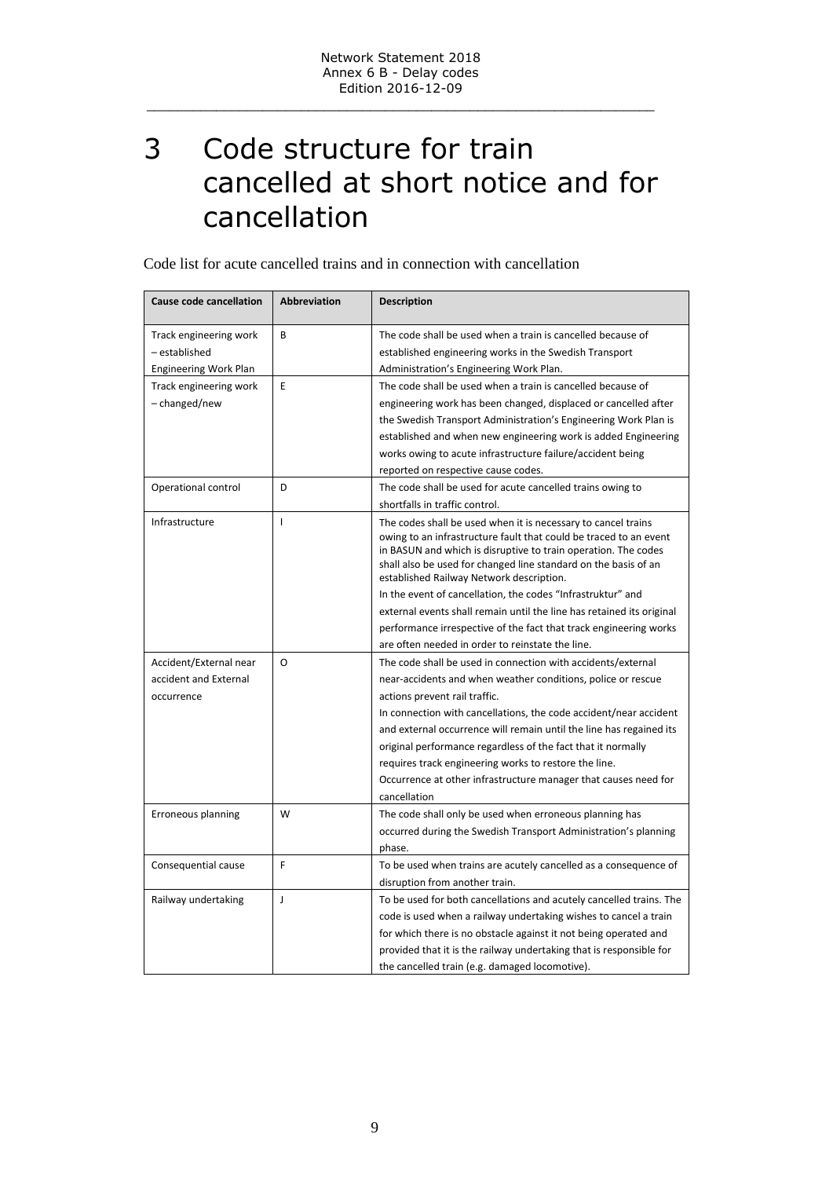# 3 Code structure for train cancelled at short notice and for cancellation

Code list for acute cancelled trains and in connection with cancellation

| Cause code cancellation | Abbreviation | Description |
|---|---|---|
| Track engineering work – established Engineering Work Plan | B | The code shall be used when a train is cancelled because of established engineering works in the Swedish Transport Administration's Engineering Work Plan. |
| Track engineering work – changed/new | E | The code shall be used when a train is cancelled because of engineering work has been changed, displaced or cancelled after the Swedish Transport Administration's Engineering Work Plan is established and when new engineering work is added Engineering works owing to acute infrastructure failure/accident being reported on respective cause codes. |
| Operational control | D | The code shall be used for acute cancelled trains owing to shortfalls in traffic control. |
| Infrastructure | I | The codes shall be used when it is necessary to cancel trains owing to an infrastructure fault that could be traced to an event in BASUN and which is disruptive to train operation. The codes shall also be used for changed line standard on the basis of an established Railway Network description.<br>In the event of cancellation, the codes "Infrastruktur" and external events shall remain until the line has retained its original performance irrespective of the fact that track engineering works are often needed in order to reinstate the line. |
| Accident/External near accident and External occurrence | O | The code shall be used in connection with accidents/external near-accidents and when weather conditions, police or rescue actions prevent rail traffic.<br>In connection with cancellations, the code accident/near accident and external occurrence will remain until the line has regained its original performance regardless of the fact that it normally requires track engineering works to restore the line.<br>Occurrence at other infrastructure manager that causes need for cancellation |
| Erroneous planning | W | The code shall only be used when erroneous planning has occurred during the Swedish Transport Administration's planning phase. |
| Consequential cause | F | To be used when trains are acutely cancelled as a consequence of disruption from another train. |
| Railway undertaking | J | To be used for both cancellations and acutely cancelled trains. The code is used when a railway undertaking wishes to cancel a train for which there is no obstacle against it not being operated and provided that it is the railway undertaking that is responsible for the cancelled train (e.g. damaged locomotive). |